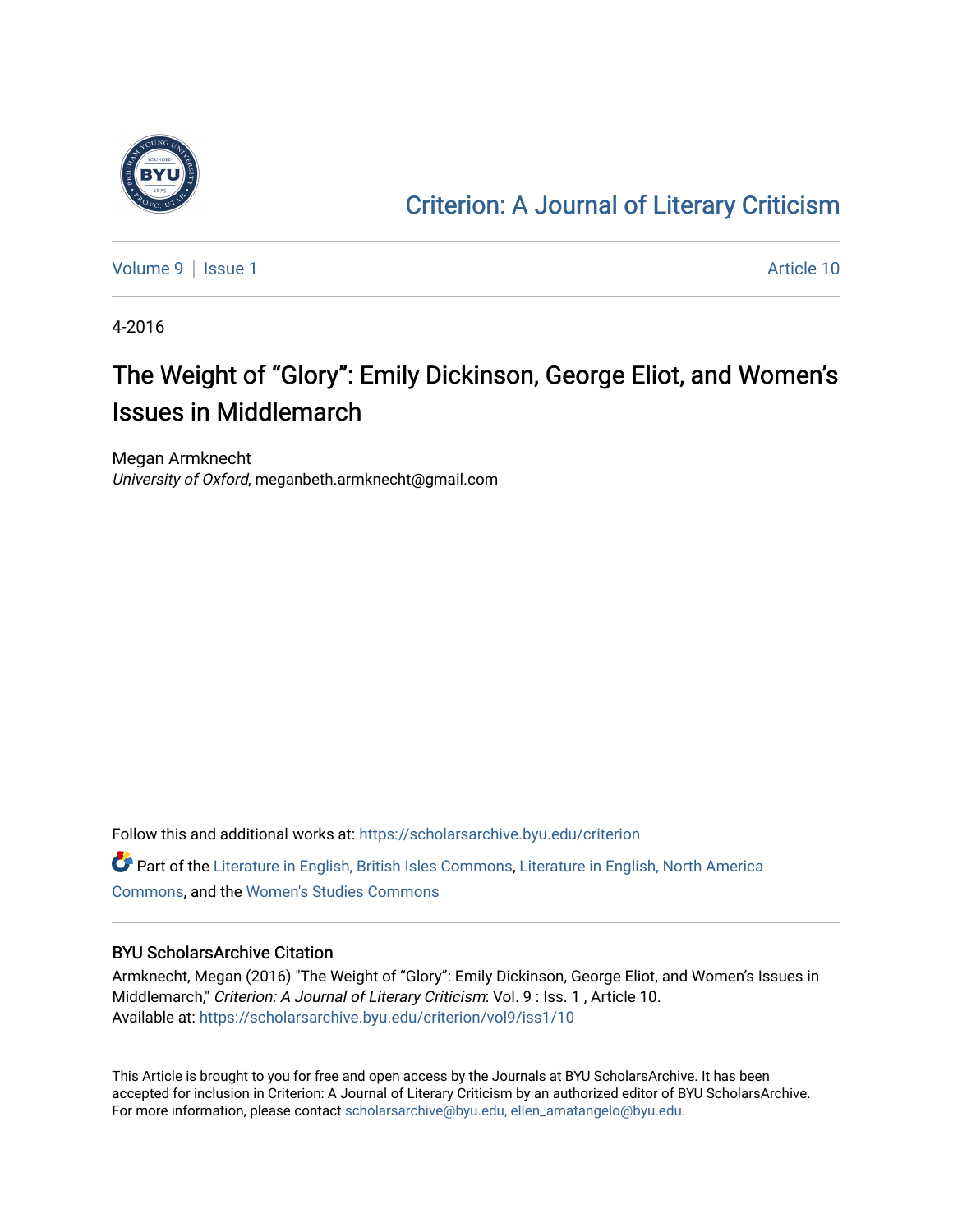# Criterion: A Journal of Literary Criticism

Volume 9 | Issue 1 Article 10

4-2016

## The Weight of "Glory": Emily Dickinson, George Eliot, and Women's Issues in Middlemarch

Megan Armknecht
*University of Oxford*, meganbeth.armknecht@gmail.com

Follow this and additional works at: https://scholarsarchive.byu.edu/criterion

Part of the Literature in English, British Isles Commons, Literature in English, North America Commons, and the Women's Studies Commons

### BYU ScholarsArchive Citation

Armknecht, Megan (2016) "The Weight of "Glory": Emily Dickinson, George Eliot, and Women's Issues in Middlemarch," *Criterion: A Journal of Literary Criticism*: Vol. 9 : Iss. 1 , Article 10.
Available at: https://scholarsarchive.byu.edu/criterion/vol9/iss1/10

This Article is brought to you for free and open access by the Journals at BYU ScholarsArchive. It has been accepted for inclusion in Criterion: A Journal of Literary Criticism by an authorized editor of BYU ScholarsArchive. For more information, please contact scholarsarchive@byu.edu, ellen_amatangelo@byu.edu.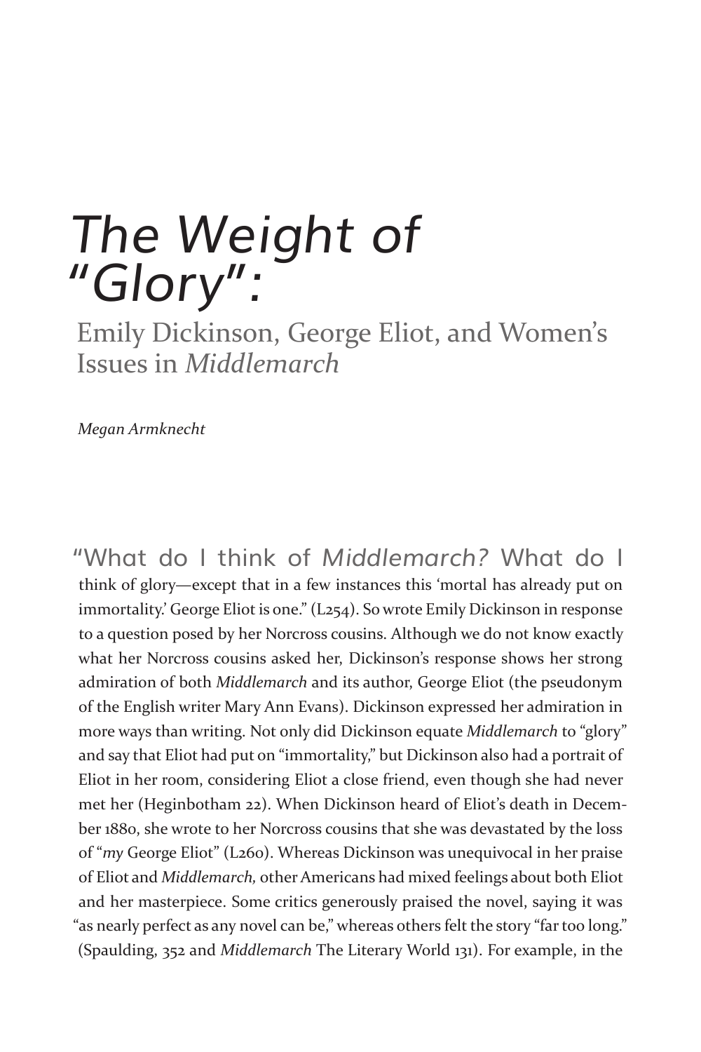# *The Weight of "Glory":*

## Emily Dickinson, George Eliot, and Women's Issues in *Middlemarch*

*Megan Armknecht*

"What do I think of *Middlemarch?* What do I think of glory—except that in a few instances this 'mortal has already put on immortality.' George Eliot is one." (L254). So wrote Emily Dickinson in response to a question posed by her Norcross cousins. Although we do not know exactly what her Norcross cousins asked her, Dickinson's response shows her strong admiration of both *Middlemarch* and its author, George Eliot (the pseudonym of the English writer Mary Ann Evans). Dickinson expressed her admiration in more ways than writing. Not only did Dickinson equate *Middlemarch* to "glory" and say that Eliot had put on "immortality," but Dickinson also had a portrait of Eliot in her room, considering Eliot a close friend, even though she had never met her (Heginbotham 22). When Dickinson heard of Eliot's death in December 1880, she wrote to her Norcross cousins that she was devastated by the loss of "*my* George Eliot" (L260). Whereas Dickinson was unequivocal in her praise of Eliot and *Middlemarch,* other Americans had mixed feelings about both Eliot and her masterpiece. Some critics generously praised the novel, saying it was "as nearly perfect as any novel can be," whereas others felt the story "far too long." (Spaulding, 352 and *Middlemarch* The Literary World 131). For example, in the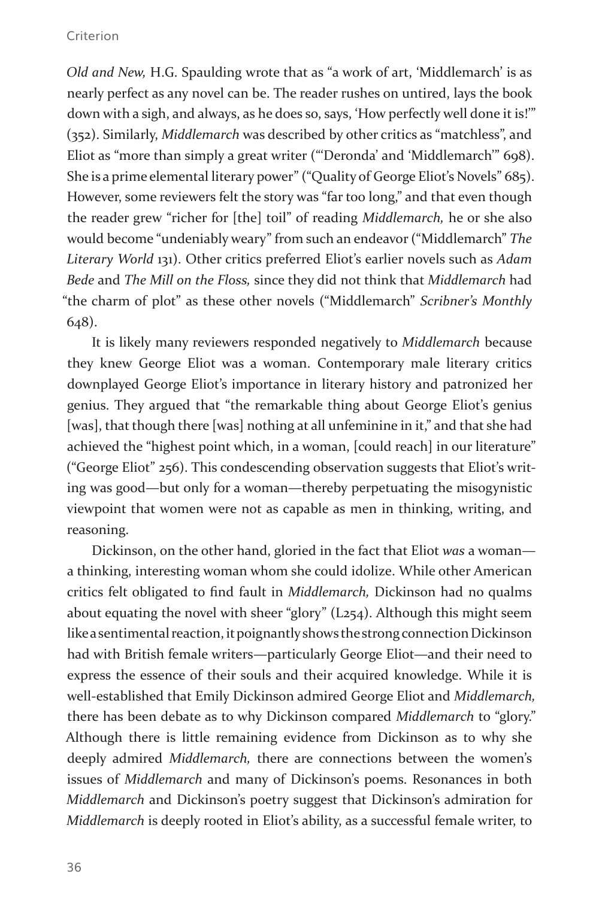*Old and New,* H.G. Spaulding wrote that as "a work of art, 'Middlemarch' is as nearly perfect as any novel can be. The reader rushes on untired, lays the book down with a sigh, and always, as he does so, says, 'How perfectly well done it is!'" (352). Similarly, *Middlemarch* was described by other critics as "matchless", and Eliot as "more than simply a great writer ("'Deronda' and 'Middlemarch'" 698). She is a prime elemental literary power" ("Quality of George Eliot's Novels" 685). However, some reviewers felt the story was "far too long," and that even though the reader grew "richer for [the] toil" of reading *Middlemarch,* he or she also would become "undeniably weary" from such an endeavor ("Middlemarch" *The Literary World* 131). Other critics preferred Eliot's earlier novels such as *Adam Bede* and *The Mill on the Floss,* since they did not think that *Middlemarch* had "the charm of plot" as these other novels ("Middlemarch" *Scribner's Monthly* 648).

It is likely many reviewers responded negatively to *Middlemarch* because they knew George Eliot was a woman. Contemporary male literary critics downplayed George Eliot's importance in literary history and patronized her genius. They argued that "the remarkable thing about George Eliot's genius [was], that though there [was] nothing at all unfeminine in it," and that she had achieved the "highest point which, in a woman, [could reach] in our literature" ("George Eliot" 256). This condescending observation suggests that Eliot's writing was good—but only for a woman—thereby perpetuating the misogynistic viewpoint that women were not as capable as men in thinking, writing, and reasoning.

Dickinson, on the other hand, gloried in the fact that Eliot *was* a woman—a thinking, interesting woman whom she could idolize. While other American critics felt obligated to find fault in *Middlemarch,* Dickinson had no qualms about equating the novel with sheer "glory" (L254). Although this might seem like a sentimental reaction, it poignantly shows the strong connection Dickinson had with British female writers—particularly George Eliot—and their need to express the essence of their souls and their acquired knowledge. While it is well-established that Emily Dickinson admired George Eliot and *Middlemarch,* there has been debate as to why Dickinson compared *Middlemarch* to "glory." Although there is little remaining evidence from Dickinson as to why she deeply admired *Middlemarch,* there are connections between the women's issues of *Middlemarch* and many of Dickinson's poems. Resonances in both *Middlemarch* and Dickinson's poetry suggest that Dickinson's admiration for *Middlemarch* is deeply rooted in Eliot's ability, as a successful female writer, to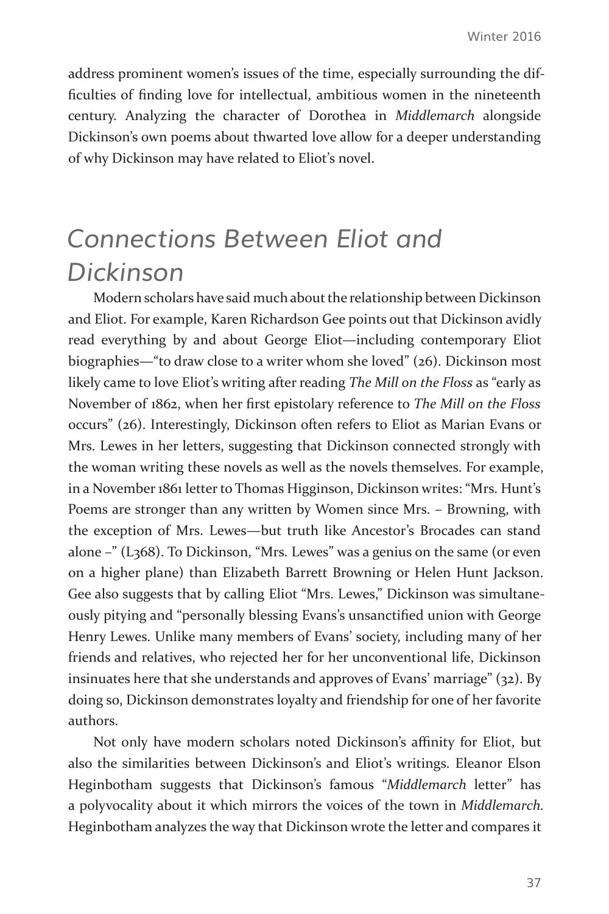address prominent women's issues of the time, especially surrounding the difficulties of finding love for intellectual, ambitious women in the nineteenth century. Analyzing the character of Dorothea in *Middlemarch* alongside Dickinson's own poems about thwarted love allow for a deeper understanding of why Dickinson may have related to Eliot's novel.

## Connections Between Eliot and Dickinson

Modern scholars have said much about the relationship between Dickinson and Eliot. For example, Karen Richardson Gee points out that Dickinson avidly read everything by and about George Eliot—including contemporary Eliot biographies—"to draw close to a writer whom she loved" (26). Dickinson most likely came to love Eliot's writing after reading *The Mill on the Floss* as "early as November of 1862, when her first epistolary reference to *The Mill on the Floss* occurs" (26). Interestingly, Dickinson often refers to Eliot as Marian Evans or Mrs. Lewes in her letters, suggesting that Dickinson connected strongly with the woman writing these novels as well as the novels themselves. For example, in a November 1861 letter to Thomas Higginson, Dickinson writes: "Mrs. Hunt's Poems are stronger than any written by Women since Mrs. – Browning, with the exception of Mrs. Lewes—but truth like Ancestor's Brocades can stand alone –" (L368). To Dickinson, "Mrs. Lewes" was a genius on the same (or even on a higher plane) than Elizabeth Barrett Browning or Helen Hunt Jackson. Gee also suggests that by calling Eliot "Mrs. Lewes," Dickinson was simultaneously pitying and "personally blessing Evans's unsanctified union with George Henry Lewes. Unlike many members of Evans' society, including many of her friends and relatives, who rejected her for her unconventional life, Dickinson insinuates here that she understands and approves of Evans' marriage" (32). By doing so, Dickinson demonstrates loyalty and friendship for one of her favorite authors.

Not only have modern scholars noted Dickinson's affinity for Eliot, but also the similarities between Dickinson's and Eliot's writings. Eleanor Elson Heginbotham suggests that Dickinson's famous "*Middlemarch* letter" has a polyvocality about it which mirrors the voices of the town in *Middlemarch*. Heginbotham analyzes the way that Dickinson wrote the letter and compares it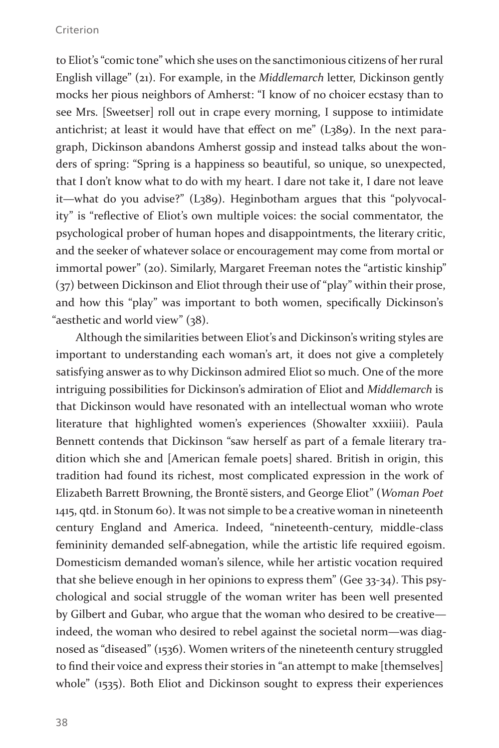to Eliot's "comic tone" which she uses on the sanctimonious citizens of her rural English village" (21). For example, in the *Middlemarch* letter, Dickinson gently mocks her pious neighbors of Amherst: "I know of no choicer ecstasy than to see Mrs. [Sweetser] roll out in crape every morning, I suppose to intimidate antichrist; at least it would have that effect on me" (L389). In the next paragraph, Dickinson abandons Amherst gossip and instead talks about the wonders of spring: "Spring is a happiness so beautiful, so unique, so unexpected, that I don't know what to do with my heart. I dare not take it, I dare not leave it—what do you advise?" (L389). Heginbotham argues that this "polyvocality" is "reflective of Eliot's own multiple voices: the social commentator, the psychological prober of human hopes and disappointments, the literary critic, and the seeker of whatever solace or encouragement may come from mortal or immortal power" (20). Similarly, Margaret Freeman notes the "artistic kinship" (37) between Dickinson and Eliot through their use of "play" within their prose, and how this "play" was important to both women, specifically Dickinson's "aesthetic and world view" (38).

Although the similarities between Eliot's and Dickinson's writing styles are important to understanding each woman's art, it does not give a completely satisfying answer as to why Dickinson admired Eliot so much. One of the more intriguing possibilities for Dickinson's admiration of Eliot and *Middlemarch* is that Dickinson would have resonated with an intellectual woman who wrote literature that highlighted women's experiences (Showalter xxxiii). Paula Bennett contends that Dickinson "saw herself as part of a female literary tradition which she and [American female poets] shared. British in origin, this tradition had found its richest, most complicated expression in the work of Elizabeth Barrett Browning, the Brontë sisters, and George Eliot" (*Woman Poet* 1415, qtd. in Stonum 60). It was not simple to be a creative woman in nineteenth century England and America. Indeed, "nineteenth-century, middle-class femininity demanded self-abnegation, while the artistic life required egoism. Domesticism demanded woman's silence, while her artistic vocation required that she believe enough in her opinions to express them" (Gee 33-34). This psychological and social struggle of the woman writer has been well presented by Gilbert and Gubar, who argue that the woman who desired to be creative—indeed, the woman who desired to rebel against the societal norm—was diagnosed as "diseased" (1536). Women writers of the nineteenth century struggled to find their voice and express their stories in "an attempt to make [themselves] whole" (1535). Both Eliot and Dickinson sought to express their experiences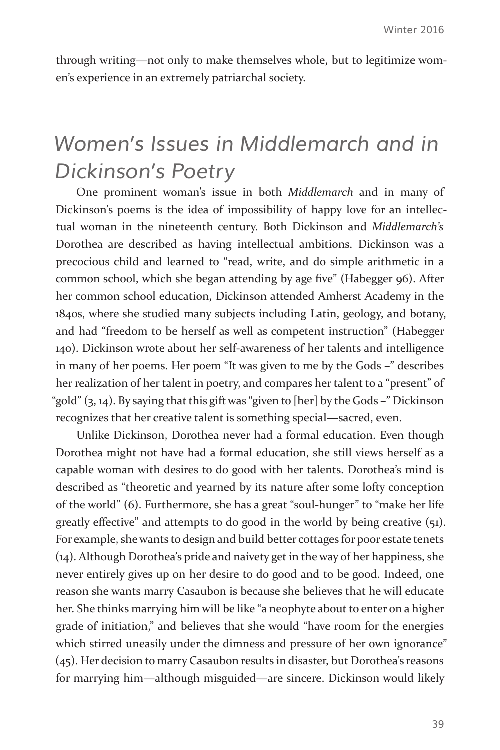through writing—not only to make themselves whole, but to legitimize women's experience in an extremely patriarchal society.

## *Women's Issues in Middlemarch and in Dickinson's Poetry*

One prominent woman's issue in both *Middlemarch* and in many of Dickinson's poems is the idea of impossibility of happy love for an intellectual woman in the nineteenth century. Both Dickinson and *Middlemarch's* Dorothea are described as having intellectual ambitions. Dickinson was a precocious child and learned to "read, write, and do simple arithmetic in a common school, which she began attending by age five" (Habegger 96). After her common school education, Dickinson attended Amherst Academy in the 1840s, where she studied many subjects including Latin, geology, and botany, and had "freedom to be herself as well as competent instruction" (Habegger 140). Dickinson wrote about her self-awareness of her talents and intelligence in many of her poems. Her poem "It was given to me by the Gods –" describes her realization of her talent in poetry, and compares her talent to a "present" of "gold" (3, 14). By saying that this gift was "given to [her] by the Gods –" Dickinson recognizes that her creative talent is something special—sacred, even.

Unlike Dickinson, Dorothea never had a formal education. Even though Dorothea might not have had a formal education, she still views herself as a capable woman with desires to do good with her talents. Dorothea's mind is described as "theoretic and yearned by its nature after some lofty conception of the world" (6). Furthermore, she has a great "soul-hunger" to "make her life greatly effective" and attempts to do good in the world by being creative (51). For example, she wants to design and build better cottages for poor estate tenets (14). Although Dorothea's pride and naivety get in the way of her happiness, she never entirely gives up on her desire to do good and to be good. Indeed, one reason she wants marry Casaubon is because she believes that he will educate her. She thinks marrying him will be like "a neophyte about to enter on a higher grade of initiation," and believes that she would "have room for the energies which stirred uneasily under the dimness and pressure of her own ignorance" (45). Her decision to marry Casaubon results in disaster, but Dorothea's reasons for marrying him—although misguided—are sincere. Dickinson would likely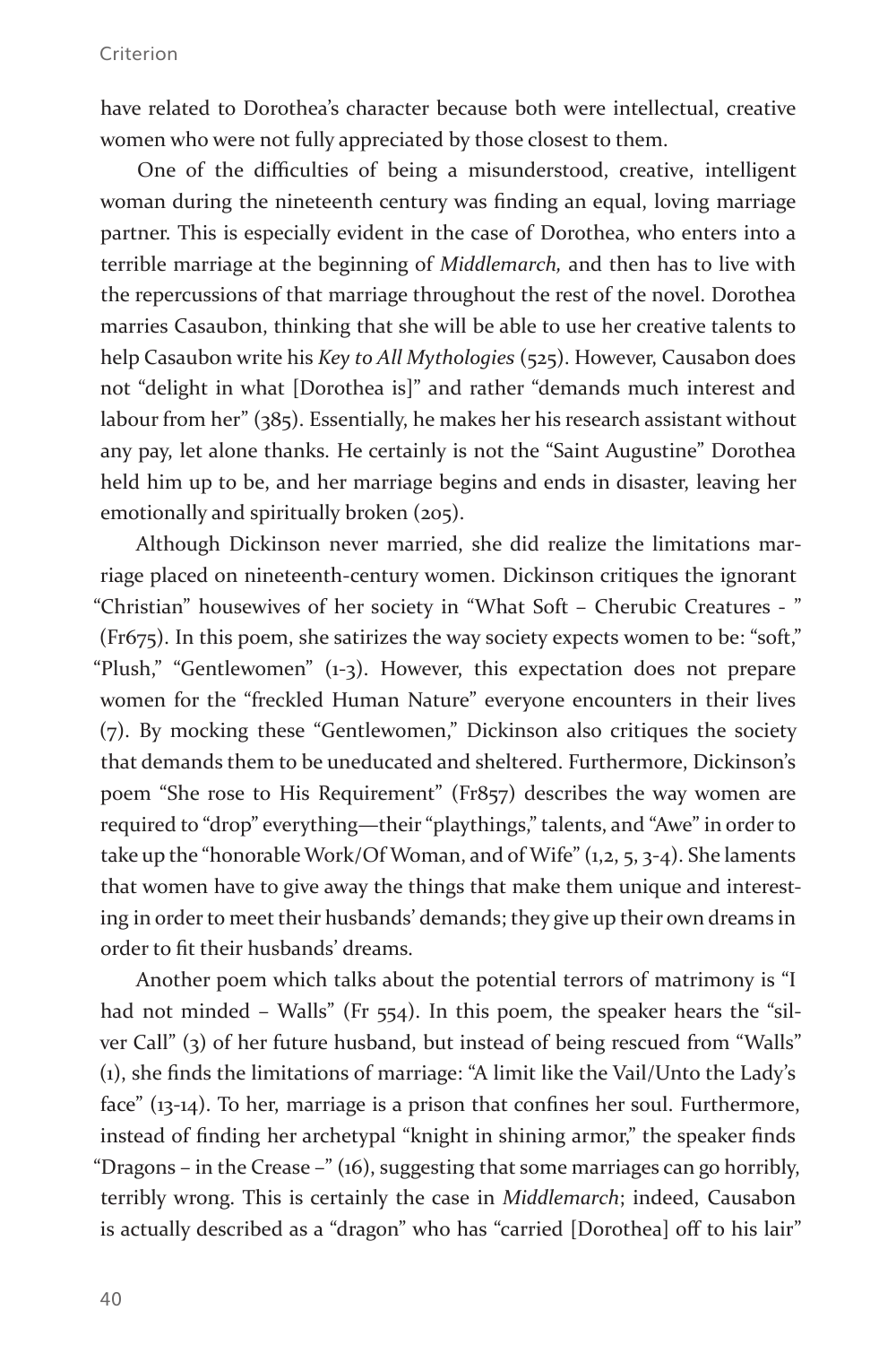have related to Dorothea's character because both were intellectual, creative women who were not fully appreciated by those closest to them.

One of the difficulties of being a misunderstood, creative, intelligent woman during the nineteenth century was finding an equal, loving marriage partner. This is especially evident in the case of Dorothea, who enters into a terrible marriage at the beginning of *Middlemarch,* and then has to live with the repercussions of that marriage throughout the rest of the novel. Dorothea marries Casaubon, thinking that she will be able to use her creative talents to help Casaubon write his *Key to All Mythologies* (525). However, Causabon does not "delight in what [Dorothea is]" and rather "demands much interest and labour from her" (385). Essentially, he makes her his research assistant without any pay, let alone thanks. He certainly is not the "Saint Augustine" Dorothea held him up to be, and her marriage begins and ends in disaster, leaving her emotionally and spiritually broken (205).

Although Dickinson never married, she did realize the limitations marriage placed on nineteenth-century women. Dickinson critiques the ignorant "Christian" housewives of her society in "What Soft – Cherubic Creatures - " (Fr675). In this poem, she satirizes the way society expects women to be: "soft," "Plush," "Gentlewomen" (1-3). However, this expectation does not prepare women for the "freckled Human Nature" everyone encounters in their lives (7). By mocking these "Gentlewomen," Dickinson also critiques the society that demands them to be uneducated and sheltered. Furthermore, Dickinson's poem "She rose to His Requirement" (Fr857) describes the way women are required to "drop" everything—their "playthings," talents, and "Awe" in order to take up the "honorable Work/Of Woman, and of Wife" (1,2, 5, 3-4). She laments that women have to give away the things that make them unique and interesting in order to meet their husbands' demands; they give up their own dreams in order to fit their husbands' dreams.

Another poem which talks about the potential terrors of matrimony is "I had not minded – Walls" (Fr 554). In this poem, the speaker hears the "silver Call" (3) of her future husband, but instead of being rescued from "Walls" (1), she finds the limitations of marriage: "A limit like the Vail/Unto the Lady's face" (13-14). To her, marriage is a prison that confines her soul. Furthermore, instead of finding her archetypal "knight in shining armor," the speaker finds "Dragons – in the Crease –" (16), suggesting that some marriages can go horribly, terribly wrong. This is certainly the case in *Middlemarch*; indeed, Causabon is actually described as a "dragon" who has "carried [Dorothea] off to his lair"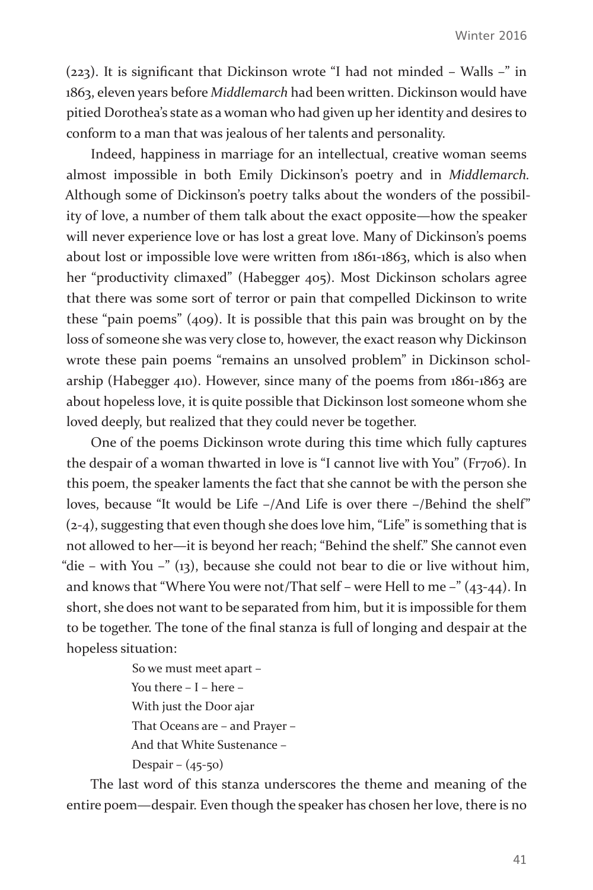(223). It is significant that Dickinson wrote "I had not minded – Walls –" in 1863, eleven years before *Middlemarch* had been written. Dickinson would have pitied Dorothea's state as a woman who had given up her identity and desires to conform to a man that was jealous of her talents and personality.

Indeed, happiness in marriage for an intellectual, creative woman seems almost impossible in both Emily Dickinson's poetry and in *Middlemarch*. Although some of Dickinson's poetry talks about the wonders of the possibility of love, a number of them talk about the exact opposite—how the speaker will never experience love or has lost a great love. Many of Dickinson's poems about lost or impossible love were written from 1861-1863, which is also when her "productivity climaxed" (Habegger 405). Most Dickinson scholars agree that there was some sort of terror or pain that compelled Dickinson to write these "pain poems" (409). It is possible that this pain was brought on by the loss of someone she was very close to, however, the exact reason why Dickinson wrote these pain poems "remains an unsolved problem" in Dickinson scholarship (Habegger 410). However, since many of the poems from 1861-1863 are about hopeless love, it is quite possible that Dickinson lost someone whom she loved deeply, but realized that they could never be together.

One of the poems Dickinson wrote during this time which fully captures the despair of a woman thwarted in love is "I cannot live with You" (Fr706). In this poem, the speaker laments the fact that she cannot be with the person she loves, because "It would be Life –/And Life is over there –/Behind the shelf" (2-4), suggesting that even though she does love him, "Life" is something that is not allowed to her—it is beyond her reach; "Behind the shelf." She cannot even "die – with You –" (13), because she could not bear to die or live without him, and knows that "Where You were not/That self – were Hell to me –" (43-44). In short, she does not want to be separated from him, but it is impossible for them to be together. The tone of the final stanza is full of longing and despair at the hopeless situation:

> So we must meet apart –
> You there – I – here –
> With just the Door ajar
> That Oceans are – and Prayer –
> And that White Sustenance –
> Despair – (45-50)

The last word of this stanza underscores the theme and meaning of the entire poem—despair. Even though the speaker has chosen her love, there is no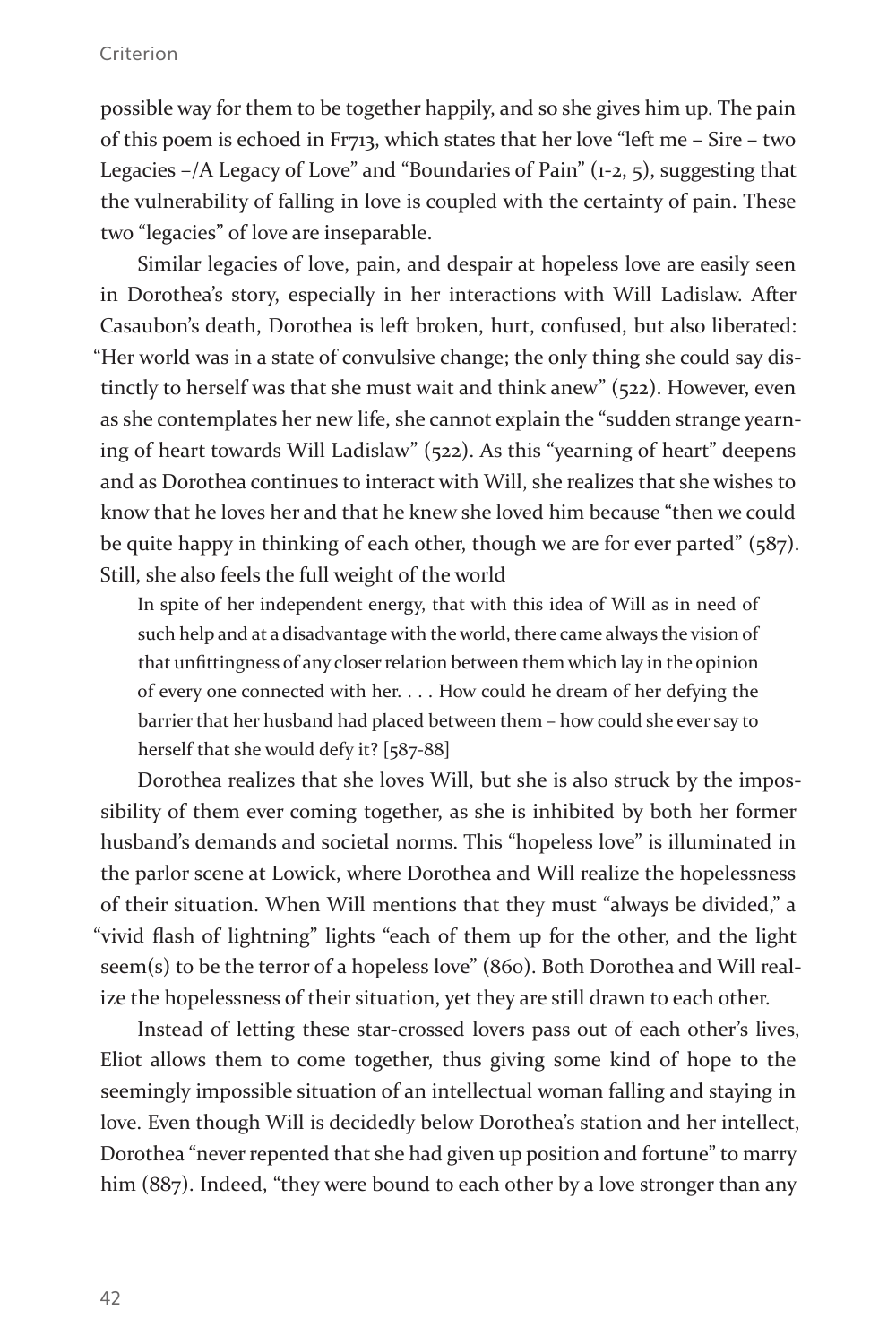possible way for them to be together happily, and so she gives him up. The pain of this poem is echoed in Fr713, which states that her love "left me – Sire – two Legacies –/A Legacy of Love" and "Boundaries of Pain" (1-2, 5), suggesting that the vulnerability of falling in love is coupled with the certainty of pain. These two "legacies" of love are inseparable.

Similar legacies of love, pain, and despair at hopeless love are easily seen in Dorothea's story, especially in her interactions with Will Ladislaw. After Casaubon's death, Dorothea is left broken, hurt, confused, but also liberated: "Her world was in a state of convulsive change; the only thing she could say distinctly to herself was that she must wait and think anew" (522). However, even as she contemplates her new life, she cannot explain the "sudden strange yearning of heart towards Will Ladislaw" (522). As this "yearning of heart" deepens and as Dorothea continues to interact with Will, she realizes that she wishes to know that he loves her and that he knew she loved him because "then we could be quite happy in thinking of each other, though we are for ever parted" (587). Still, she also feels the full weight of the world

> In spite of her independent energy, that with this idea of Will as in need of such help and at a disadvantage with the world, there came always the vision of that unfittingness of any closer relation between them which lay in the opinion of every one connected with her. . . . How could he dream of her defying the barrier that her husband had placed between them – how could she ever say to herself that she would defy it? [587-88]

Dorothea realizes that she loves Will, but she is also struck by the impossibility of them ever coming together, as she is inhibited by both her former husband's demands and societal norms. This "hopeless love" is illuminated in the parlor scene at Lowick, where Dorothea and Will realize the hopelessness of their situation. When Will mentions that they must "always be divided," a "vivid flash of lightning" lights "each of them up for the other, and the light seem(s) to be the terror of a hopeless love" (860). Both Dorothea and Will realize the hopelessness of their situation, yet they are still drawn to each other.

Instead of letting these star-crossed lovers pass out of each other's lives, Eliot allows them to come together, thus giving some kind of hope to the seemingly impossible situation of an intellectual woman falling and staying in love. Even though Will is decidedly below Dorothea's station and her intellect, Dorothea "never repented that she had given up position and fortune" to marry him (887). Indeed, "they were bound to each other by a love stronger than any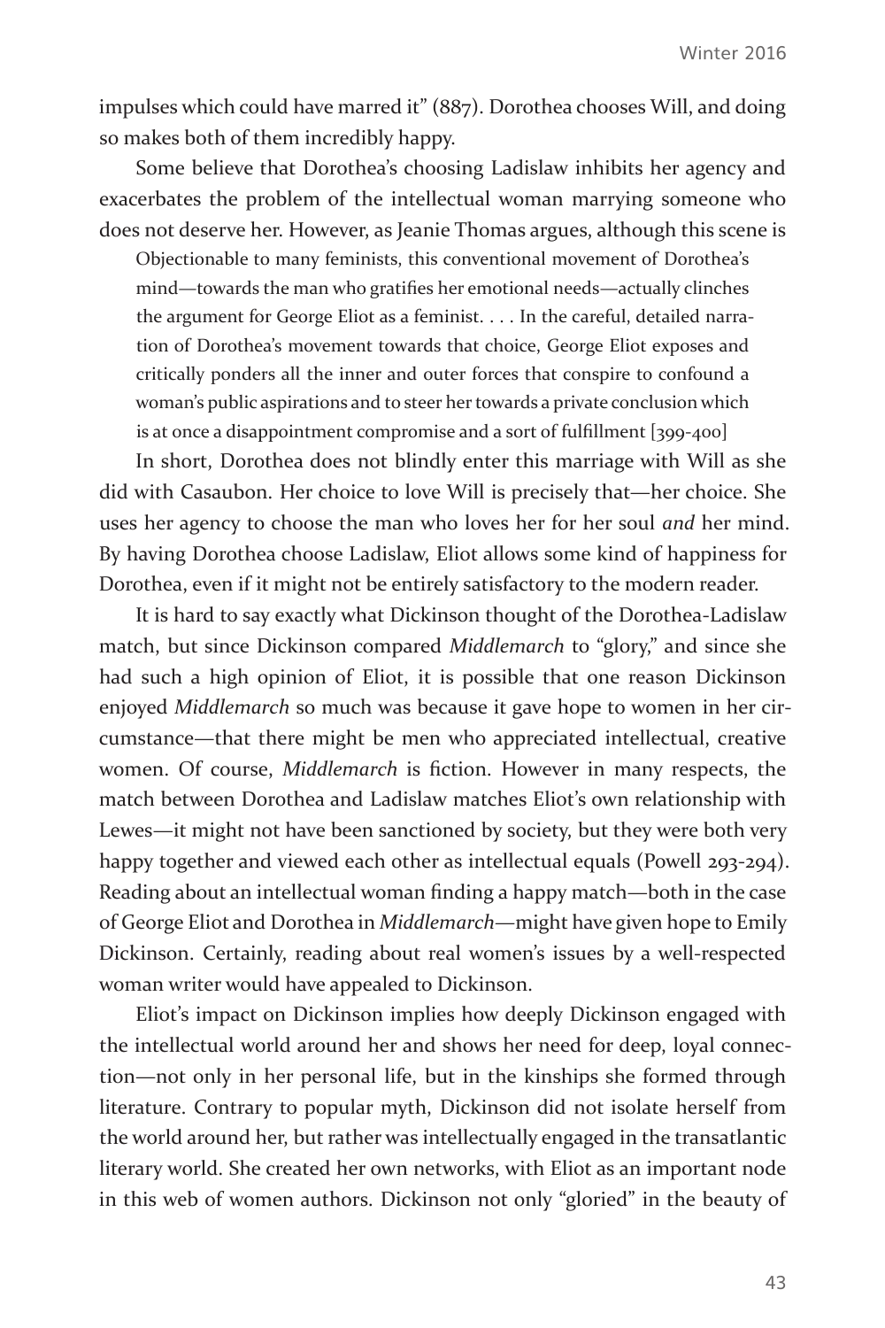impulses which could have marred it" (887). Dorothea chooses Will, and doing so makes both of them incredibly happy.

Some believe that Dorothea's choosing Ladislaw inhibits her agency and exacerbates the problem of the intellectual woman marrying someone who does not deserve her. However, as Jeanie Thomas argues, although this scene is

> Objectionable to many feminists, this conventional movement of Dorothea's mind—towards the man who gratifies her emotional needs—actually clinches the argument for George Eliot as a feminist. . . . In the careful, detailed narration of Dorothea's movement towards that choice, George Eliot exposes and critically ponders all the inner and outer forces that conspire to confound a woman's public aspirations and to steer her towards a private conclusion which is at once a disappointment compromise and a sort of fulfillment [399-400]

In short, Dorothea does not blindly enter this marriage with Will as she did with Casaubon. Her choice to love Will is precisely that—her choice. She uses her agency to choose the man who loves her for her soul *and* her mind. By having Dorothea choose Ladislaw, Eliot allows some kind of happiness for Dorothea, even if it might not be entirely satisfactory to the modern reader.

It is hard to say exactly what Dickinson thought of the Dorothea-Ladislaw match, but since Dickinson compared *Middlemarch* to "glory," and since she had such a high opinion of Eliot, it is possible that one reason Dickinson enjoyed *Middlemarch* so much was because it gave hope to women in her circumstance—that there might be men who appreciated intellectual, creative women. Of course, *Middlemarch* is fiction. However in many respects, the match between Dorothea and Ladislaw matches Eliot's own relationship with Lewes—it might not have been sanctioned by society, but they were both very happy together and viewed each other as intellectual equals (Powell 293-294). Reading about an intellectual woman finding a happy match—both in the case of George Eliot and Dorothea in *Middlemarch*—might have given hope to Emily Dickinson. Certainly, reading about real women's issues by a well-respected woman writer would have appealed to Dickinson.

Eliot's impact on Dickinson implies how deeply Dickinson engaged with the intellectual world around her and shows her need for deep, loyal connection—not only in her personal life, but in the kinships she formed through literature. Contrary to popular myth, Dickinson did not isolate herself from the world around her, but rather was intellectually engaged in the transatlantic literary world. She created her own networks, with Eliot as an important node in this web of women authors. Dickinson not only "gloried" in the beauty of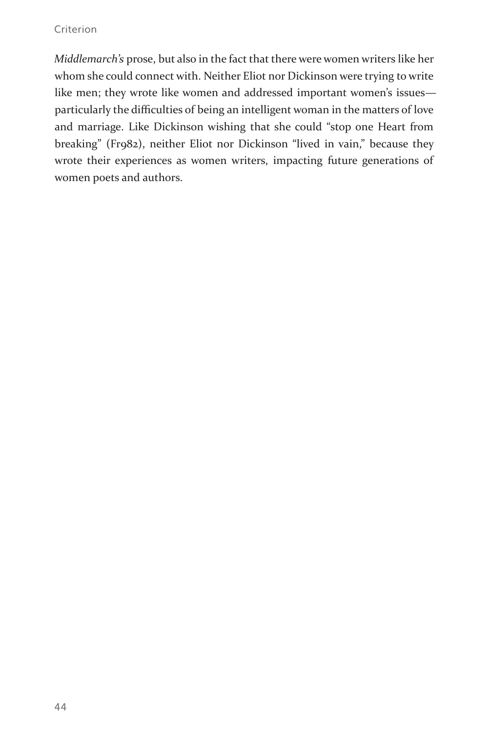*Middlemarch's* prose, but also in the fact that there were women writers like her whom she could connect with. Neither Eliot nor Dickinson were trying to write like men; they wrote like women and addressed important women's issues—particularly the difficulties of being an intelligent woman in the matters of love and marriage. Like Dickinson wishing that she could "stop one Heart from breaking" (Fr982), neither Eliot nor Dickinson "lived in vain," because they wrote their experiences as women writers, impacting future generations of women poets and authors.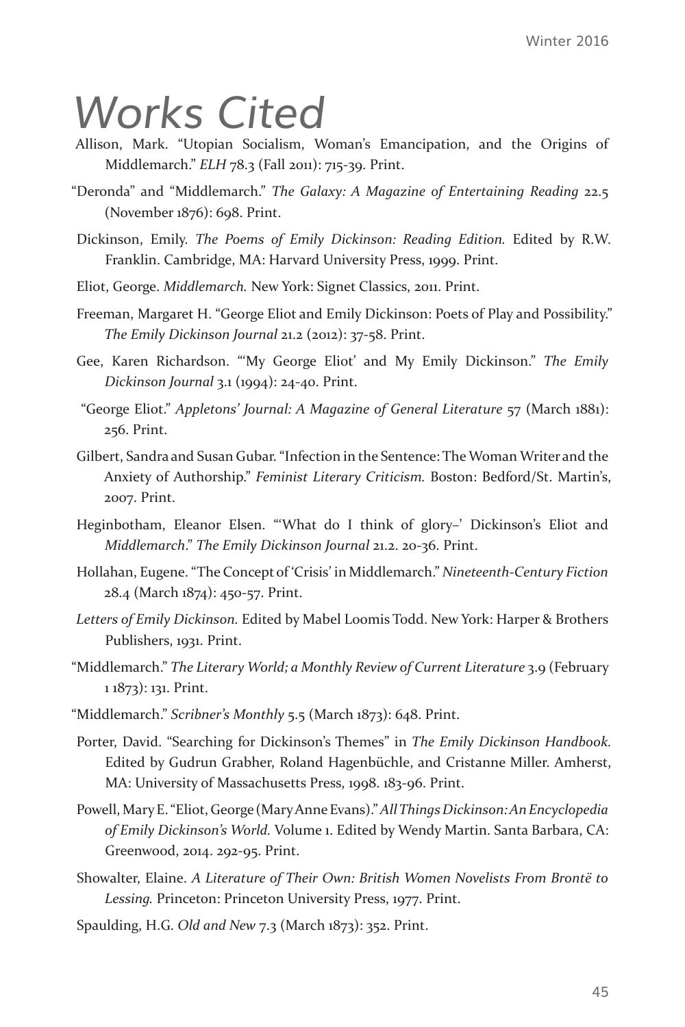# Works Cited

Allison, Mark. "Utopian Socialism, Woman's Emancipation, and the Origins of Middlemarch." *ELH* 78.3 (Fall 2011): 715-39. Print.

"Deronda" and "Middlemarch." *The Galaxy: A Magazine of Entertaining Reading* 22.5 (November 1876): 698. Print.

Dickinson, Emily. *The Poems of Emily Dickinson: Reading Edition.* Edited by R.W. Franklin. Cambridge, MA: Harvard University Press, 1999. Print.

Eliot, George. *Middlemarch.* New York: Signet Classics, 2011. Print.

Freeman, Margaret H. "George Eliot and Emily Dickinson: Poets of Play and Possibility." *The Emily Dickinson Journal* 21.2 (2012): 37-58. Print.

Gee, Karen Richardson. "'My George Eliot' and My Emily Dickinson." *The Emily Dickinson Journal* 3.1 (1994): 24-40. Print.

"George Eliot." *Appletons' Journal: A Magazine of General Literature* 57 (March 1881): 256. Print.

Gilbert, Sandra and Susan Gubar. "Infection in the Sentence: The Woman Writer and the Anxiety of Authorship." *Feminist Literary Criticism.* Boston: Bedford/St. Martin's, 2007. Print.

Heginbotham, Eleanor Elsen. "'What do I think of glory–' Dickinson's Eliot and *Middlemarch*." *The Emily Dickinson Journal* 21.2. 20-36. Print.

Hollahan, Eugene. "The Concept of 'Crisis' in Middlemarch." *Nineteenth-Century Fiction* 28.4 (March 1874): 450-57. Print.

*Letters of Emily Dickinson.* Edited by Mabel Loomis Todd. New York: Harper & Brothers Publishers, 1931. Print.

"Middlemarch." *The Literary World; a Monthly Review of Current Literature* 3.9 (February 1 1873): 131. Print.

"Middlemarch." *Scribner's Monthly* 5.5 (March 1873): 648. Print.

Porter, David. "Searching for Dickinson's Themes" in *The Emily Dickinson Handbook.* Edited by Gudrun Grabher, Roland Hagenbüchle, and Cristanne Miller. Amherst, MA: University of Massachusetts Press, 1998. 183-96. Print.

Powell, Mary E. "Eliot, George (Mary Anne Evans)." *All Things Dickinson: An Encyclopedia of Emily Dickinson's World.* Volume 1. Edited by Wendy Martin. Santa Barbara, CA: Greenwood, 2014. 292-95. Print.

Showalter, Elaine. *A Literature of Their Own: British Women Novelists From Brontë to Lessing.* Princeton: Princeton University Press, 1977. Print.

Spaulding, H.G. *Old and New* 7.3 (March 1873): 352. Print.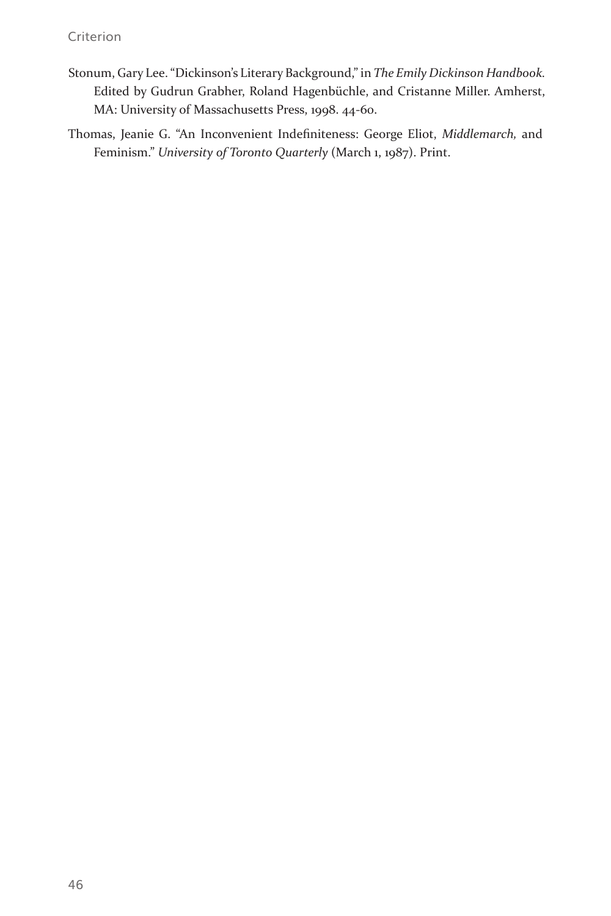Stonum, Gary Lee. "Dickinson's Literary Background," in *The Emily Dickinson Handbook*. Edited by Gudrun Grabher, Roland Hagenbüchle, and Cristanne Miller. Amherst, MA: University of Massachusetts Press, 1998. 44-60.

Thomas, Jeanie G. "An Inconvenient Indefiniteness: George Eliot, *Middlemarch,* and Feminism." *University of Toronto Quarterly* (March 1, 1987). Print.